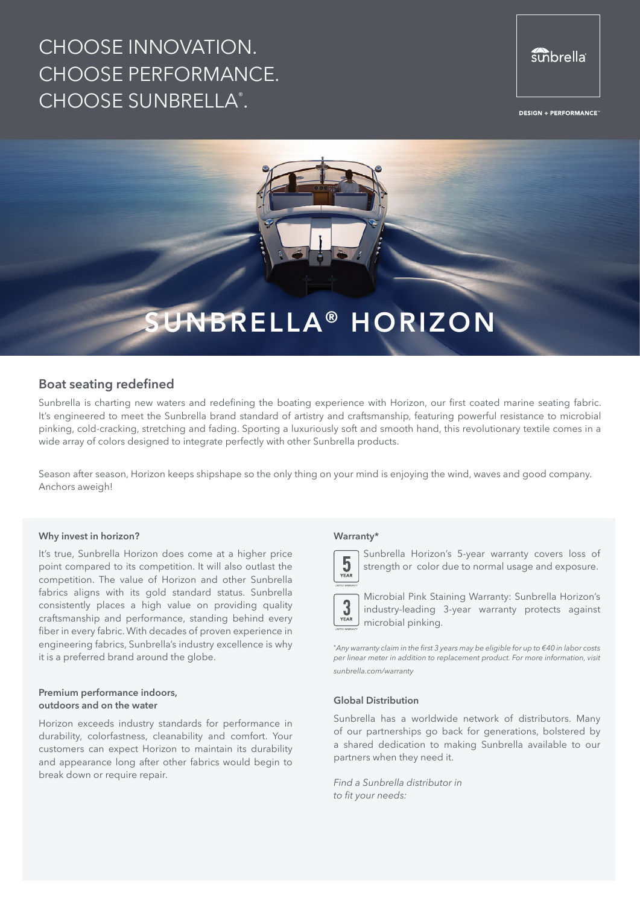# CHOOSE INNOVATION. CHOOSE PERFORMANCE. CHOOSE SUNBRELLA®.

sunbrella

DESIGN + PERFORMANCE™

# SUNBRELLA® HORIZON

## Boat seating redefined

Sunbrella is charting new waters and redefining the boating experience with Horizon, our first coated marine seating fabric. It's engineered to meet the Sunbrella brand standard of artistry and craftsmanship, featuring powerful resistance to microbial pinking, cold-cracking, stretching and fading. Sporting a luxuriously soft and smooth hand, this revolutionary textile comes in a wide array of colors designed to integrate perfectly with other Sunbrella products.

Season after season, Horizon keeps shipshape so the only thing on your mind is enjoying the wind, waves and good company. Anchors aweigh!

### Why invest in horizon?

It's true, Sunbrella Horizon does come at a higher price point compared to its competition. It will also outlast the competition. The value of Horizon and other Sunbrella fabrics aligns with its gold standard status. Sunbrella consistently places a high value on providing quality craftsmanship and performance, standing behind every fiber in every fabric. With decades of proven experience in engineering fabrics, Sunbrella's industry excellence is why it is a preferred brand around the globe.

### Premium performance indoors, outdoors and on the water

Horizon exceeds industry standards for performance in durability, colorfastness, cleanability and comfort. Your customers can expect Horizon to maintain its durability and appearance long after other fabrics would begin to break down or require repair.

### Warranty*

5 YEAR LIMITED WARRANTY — Sunbrella Horizon's 5-year warranty covers loss of strength or color due to normal usage and exposure.

3 YEAR LIMITED WARRANTY — Microbial Pink Staining Warranty: Sunbrella Horizon's industry-leading 3-year warranty protects against microbial pinking.

*\*Any warranty claim in the first 3 years may be eligible for up to €40 in labor costs per linear meter in addition to replacement product. For more information, visit sunbrella.com/warranty*

### Global Distribution

Sunbrella has a worldwide network of distributors. Many of our partnerships go back for generations, bolstered by a shared dedication to making Sunbrella available to our partners when they need it.

*Find a Sunbrella distributor in to fit your needs:*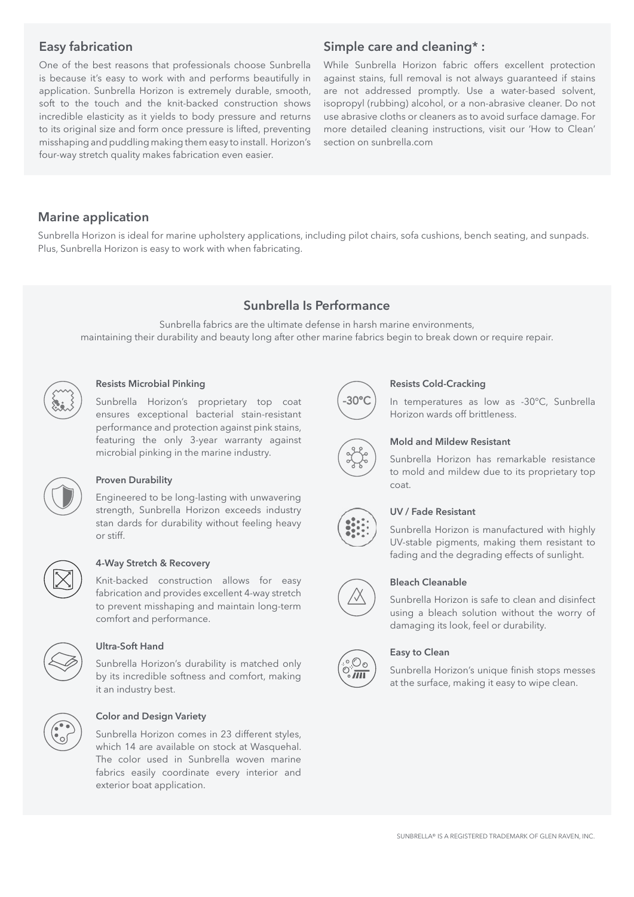## Easy fabrication

One of the best reasons that professionals choose Sunbrella is because it's easy to work with and performs beautifully in application. Sunbrella Horizon is extremely durable, smooth, soft to the touch and the knit-backed construction shows incredible elasticity as it yields to body pressure and returns to its original size and form once pressure is lifted, preventing misshaping and puddling making them easy to install. Horizon's four-way stretch quality makes fabrication even easier.

## Simple care and cleaning* :

While Sunbrella Horizon fabric offers excellent protection against stains, full removal is not always guaranteed if stains are not addressed promptly. Use a water-based solvent, isopropyl (rubbing) alcohol, or a non-abrasive cleaner. Do not use abrasive cloths or cleaners as to avoid surface damage. For more detailed cleaning instructions, visit our 'How to Clean' section on sunbrella.com

## Marine application

Sunbrella Horizon is ideal for marine upholstery applications, including pilot chairs, sofa cushions, bench seating, and sunpads. Plus, Sunbrella Horizon is easy to work with when fabricating.

## Sunbrella Is Performance

Sunbrella fabrics are the ultimate defense in harsh marine environments, maintaining their durability and beauty long after other marine fabrics begin to break down or require repair.

### Resists Microbial Pinking

Sunbrella Horizon's proprietary top coat ensures exceptional bacterial stain-resistant performance and protection against pink stains, featuring the only 3-year warranty against microbial pinking in the marine industry.

### Proven Durability

Engineered to be long-lasting with unwavering strength, Sunbrella Horizon exceeds industry stan dards for durability without feeling heavy or stiff.

### 4-Way Stretch & Recovery

Knit-backed construction allows for easy fabrication and provides excellent 4-way stretch to prevent misshaping and maintain long-term comfort and performance.

### Ultra-Soft Hand

Sunbrella Horizon's durability is matched only by its incredible softness and comfort, making it an industry best.

### Color and Design Variety

Sunbrella Horizon comes in 23 different styles, which 14 are available on stock at Wasquehal. The color used in Sunbrella woven marine fabrics easily coordinate every interior and exterior boat application.

### Resists Cold-Cracking

In temperatures as low as -30°C, Sunbrella Horizon wards off brittleness.

### Mold and Mildew Resistant

Sunbrella Horizon has remarkable resistance to mold and mildew due to its proprietary top coat.

### UV / Fade Resistant

Sunbrella Horizon is manufactured with highly UV-stable pigments, making them resistant to fading and the degrading effects of sunlight.

### Bleach Cleanable

Sunbrella Horizon is safe to clean and disinfect using a bleach solution without the worry of damaging its look, feel or durability.

### Easy to Clean

Sunbrella Horizon's unique finish stops messes at the surface, making it easy to wipe clean.

SUNBRELLA® IS A REGISTERED TRADEMARK OF GLEN RAVEN, INC.